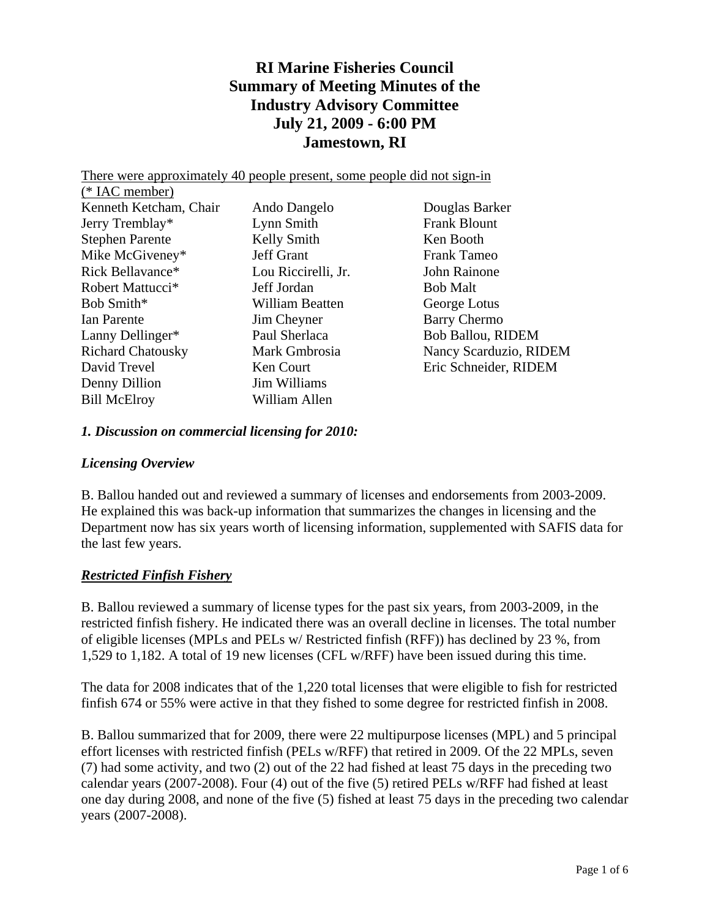# RI Marine Fisheries Council
# Summary of Meeting Minutes of the Industry Advisory Committee
# July 21, 2009 - 6:00 PM
# Jamestown, RI

There were approximately 40 people present, some people did not sign-in
(* IAC member)

| | | |
|---|---|---|
| Kenneth Ketcham, Chair | Ando Dangelo | Douglas Barker |
| Jerry Tremblay* | Lynn Smith | Frank Blount |
| Stephen Parente | Kelly Smith | Ken Booth |
| Mike McGiveney* | Jeff Grant | Frank Tameo |
| Rick Bellavance* | Lou Riccirelli, Jr. | John Rainone |
| Robert Mattucci* | Jeff Jordan | Bob Malt |
| Bob Smith* | William Beatten | George Lotus |
| Ian Parente | Jim Cheyner | Barry Chermo |
| Lanny Dellinger* | Paul Sherlaca | Bob Ballou, RIDEM |
| Richard Chatousky | Mark Gmbrosia | Nancy Scarduzio, RIDEM |
| David Trevel | Ken Court | Eric Schneider, RIDEM |
| Denny Dillion | Jim Williams | |
| Bill McElroy | William Allen | |

### *1. Discussion on commercial licensing for 2010:*

### *Licensing Overview*

B. Ballou handed out and reviewed a summary of licenses and endorsements from 2003-2009. He explained this was back-up information that summarizes the changes in licensing and the Department now has six years worth of licensing information, supplemented with SAFIS data for the last few years.

### ***Restricted Finfish Fishery***

B. Ballou reviewed a summary of license types for the past six years, from 2003-2009, in the restricted finfish fishery. He indicated there was an overall decline in licenses. The total number of eligible licenses (MPLs and PELs w/ Restricted finfish (RFF)) has declined by 23 %, from 1,529 to 1,182. A total of 19 new licenses (CFL w/RFF) have been issued during this time.

The data for 2008 indicates that of the 1,220 total licenses that were eligible to fish for restricted finfish 674 or 55% were active in that they fished to some degree for restricted finfish in 2008.

B. Ballou summarized that for 2009, there were 22 multipurpose licenses (MPL) and 5 principal effort licenses with restricted finfish (PELs w/RFF) that retired in 2009. Of the 22 MPLs, seven (7) had some activity, and two (2) out of the 22 had fished at least 75 days in the preceding two calendar years (2007-2008). Four (4) out of the five (5) retired PELs w/RFF had fished at least one day during 2008, and none of the five (5) fished at least 75 days in the preceding two calendar years (2007-2008).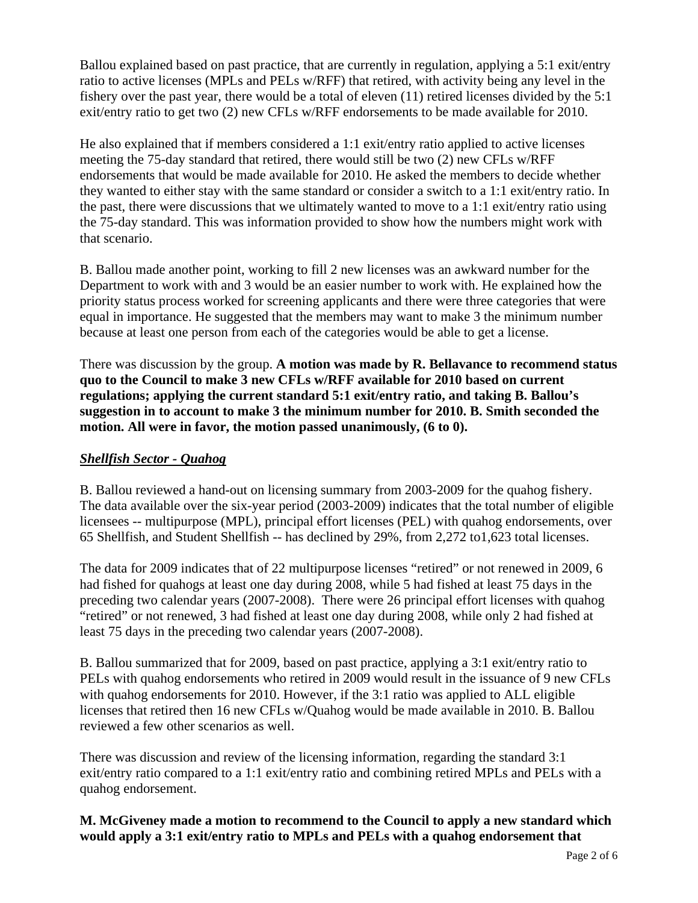Ballou explained based on past practice, that are currently in regulation, applying a 5:1 exit/entry ratio to active licenses (MPLs and PELs w/RFF) that retired, with activity being any level in the fishery over the past year, there would be a total of eleven (11) retired licenses divided by the 5:1 exit/entry ratio to get two (2) new CFLs w/RFF endorsements to be made available for 2010.

He also explained that if members considered a 1:1 exit/entry ratio applied to active licenses meeting the 75-day standard that retired, there would still be two (2) new CFLs w/RFF endorsements that would be made available for 2010. He asked the members to decide whether they wanted to either stay with the same standard or consider a switch to a 1:1 exit/entry ratio. In the past, there were discussions that we ultimately wanted to move to a 1:1 exit/entry ratio using the 75-day standard. This was information provided to show how the numbers might work with that scenario.

B. Ballou made another point, working to fill 2 new licenses was an awkward number for the Department to work with and 3 would be an easier number to work with. He explained how the priority status process worked for screening applicants and there were three categories that were equal in importance. He suggested that the members may want to make 3 the minimum number because at least one person from each of the categories would be able to get a license.

There was discussion by the group. **A motion was made by R. Bellavance to recommend status quo to the Council to make 3 new CFLs w/RFF available for 2010 based on current regulations; applying the current standard 5:1 exit/entry ratio, and taking B. Ballou's suggestion in to account to make 3 the minimum number for 2010. B. Smith seconded the motion. All were in favor, the motion passed unanimously, (6 to 0).**

***Shellfish Sector - Quahog***

B. Ballou reviewed a hand-out on licensing summary from 2003-2009 for the quahog fishery. The data available over the six-year period (2003-2009) indicates that the total number of eligible licensees -- multipurpose (MPL), principal effort licenses (PEL) with quahog endorsements, over 65 Shellfish, and Student Shellfish -- has declined by 29%, from 2,272 to1,623 total licenses.

The data for 2009 indicates that of 22 multipurpose licenses "retired" or not renewed in 2009, 6 had fished for quahogs at least one day during 2008, while 5 had fished at least 75 days in the preceding two calendar years (2007-2008). There were 26 principal effort licenses with quahog "retired" or not renewed, 3 had fished at least one day during 2008, while only 2 had fished at least 75 days in the preceding two calendar years (2007-2008).

B. Ballou summarized that for 2009, based on past practice, applying a 3:1 exit/entry ratio to PELs with quahog endorsements who retired in 2009 would result in the issuance of 9 new CFLs with quahog endorsements for 2010. However, if the 3:1 ratio was applied to ALL eligible licenses that retired then 16 new CFLs w/Quahog would be made available in 2010. B. Ballou reviewed a few other scenarios as well.

There was discussion and review of the licensing information, regarding the standard 3:1 exit/entry ratio compared to a 1:1 exit/entry ratio and combining retired MPLs and PELs with a quahog endorsement.

**M. McGiveney made a motion to recommend to the Council to apply a new standard which would apply a 3:1 exit/entry ratio to MPLs and PELs with a quahog endorsement that**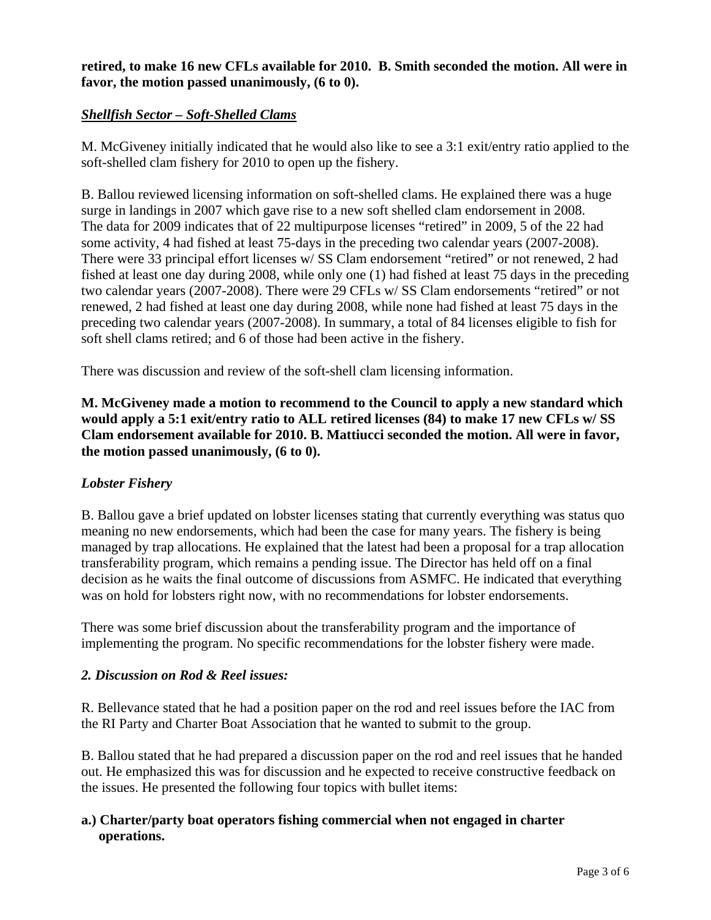**retired, to make 16 new CFLs available for 2010. B. Smith seconded the motion. All were in favor, the motion passed unanimously, (6 to 0).**

***Shellfish Sector – Soft-Shelled Clams***

M. McGiveney initially indicated that he would also like to see a 3:1 exit/entry ratio applied to the soft-shelled clam fishery for 2010 to open up the fishery.

B. Ballou reviewed licensing information on soft-shelled clams. He explained there was a huge surge in landings in 2007 which gave rise to a new soft shelled clam endorsement in 2008. The data for 2009 indicates that of 22 multipurpose licenses "retired" in 2009, 5 of the 22 had some activity, 4 had fished at least 75-days in the preceding two calendar years (2007-2008). There were 33 principal effort licenses w/ SS Clam endorsement "retired" or not renewed, 2 had fished at least one day during 2008, while only one (1) had fished at least 75 days in the preceding two calendar years (2007-2008). There were 29 CFLs w/ SS Clam endorsements "retired" or not renewed, 2 had fished at least one day during 2008, while none had fished at least 75 days in the preceding two calendar years (2007-2008). In summary, a total of 84 licenses eligible to fish for soft shell clams retired; and 6 of those had been active in the fishery.

There was discussion and review of the soft-shell clam licensing information.

**M. McGiveney made a motion to recommend to the Council to apply a new standard which would apply a 5:1 exit/entry ratio to ALL retired licenses (84) to make 17 new CFLs w/ SS Clam endorsement available for 2010. B. Mattiucci seconded the motion. All were in favor, the motion passed unanimously, (6 to 0).**

*Lobster Fishery*

B. Ballou gave a brief updated on lobster licenses stating that currently everything was status quo meaning no new endorsements, which had been the case for many years. The fishery is being managed by trap allocations. He explained that the latest had been a proposal for a trap allocation transferability program, which remains a pending issue. The Director has held off on a final decision as he waits the final outcome of discussions from ASMFC. He indicated that everything was on hold for lobsters right now, with no recommendations for lobster endorsements.

There was some brief discussion about the transferability program and the importance of implementing the program. No specific recommendations for the lobster fishery were made.

***2. Discussion on Rod & Reel issues:***

R. Bellevance stated that he had a position paper on the rod and reel issues before the IAC from the RI Party and Charter Boat Association that he wanted to submit to the group.

B. Ballou stated that he had prepared a discussion paper on the rod and reel issues that he handed out. He emphasized this was for discussion and he expected to receive constructive feedback on the issues. He presented the following four topics with bullet items:

**a.) Charter/party boat operators fishing commercial when not engaged in charter operations.**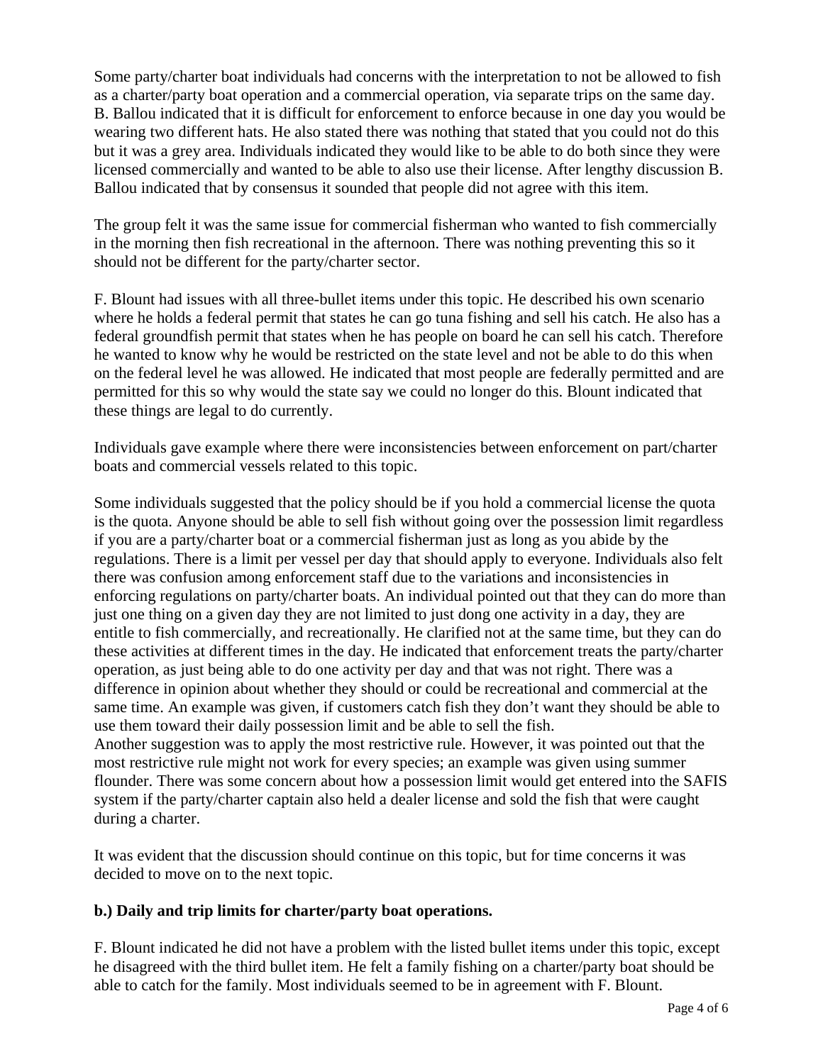Some party/charter boat individuals had concerns with the interpretation to not be allowed to fish as a charter/party boat operation and a commercial operation, via separate trips on the same day. B. Ballou indicated that it is difficult for enforcement to enforce because in one day you would be wearing two different hats. He also stated there was nothing that stated that you could not do this but it was a grey area. Individuals indicated they would like to be able to do both since they were licensed commercially and wanted to be able to also use their license. After lengthy discussion B. Ballou indicated that by consensus it sounded that people did not agree with this item.

The group felt it was the same issue for commercial fisherman who wanted to fish commercially in the morning then fish recreational in the afternoon. There was nothing preventing this so it should not be different for the party/charter sector.

F. Blount had issues with all three-bullet items under this topic. He described his own scenario where he holds a federal permit that states he can go tuna fishing and sell his catch. He also has a federal groundfish permit that states when he has people on board he can sell his catch. Therefore he wanted to know why he would be restricted on the state level and not be able to do this when on the federal level he was allowed. He indicated that most people are federally permitted and are permitted for this so why would the state say we could no longer do this. Blount indicated that these things are legal to do currently.

Individuals gave example where there were inconsistencies between enforcement on part/charter boats and commercial vessels related to this topic.

Some individuals suggested that the policy should be if you hold a commercial license the quota is the quota. Anyone should be able to sell fish without going over the possession limit regardless if you are a party/charter boat or a commercial fisherman just as long as you abide by the regulations. There is a limit per vessel per day that should apply to everyone. Individuals also felt there was confusion among enforcement staff due to the variations and inconsistencies in enforcing regulations on party/charter boats. An individual pointed out that they can do more than just one thing on a given day they are not limited to just dong one activity in a day, they are entitle to fish commercially, and recreationally. He clarified not at the same time, but they can do these activities at different times in the day. He indicated that enforcement treats the party/charter operation, as just being able to do one activity per day and that was not right. There was a difference in opinion about whether they should or could be recreational and commercial at the same time. An example was given, if customers catch fish they don't want they should be able to use them toward their daily possession limit and be able to sell the fish.
Another suggestion was to apply the most restrictive rule. However, it was pointed out that the most restrictive rule might not work for every species; an example was given using summer flounder. There was some concern about how a possession limit would get entered into the SAFIS system if the party/charter captain also held a dealer license and sold the fish that were caught during a charter.

It was evident that the discussion should continue on this topic, but for time concerns it was decided to move on to the next topic.

**b.) Daily and trip limits for charter/party boat operations.**

F. Blount indicated he did not have a problem with the listed bullet items under this topic, except he disagreed with the third bullet item. He felt a family fishing on a charter/party boat should be able to catch for the family. Most individuals seemed to be in agreement with F. Blount.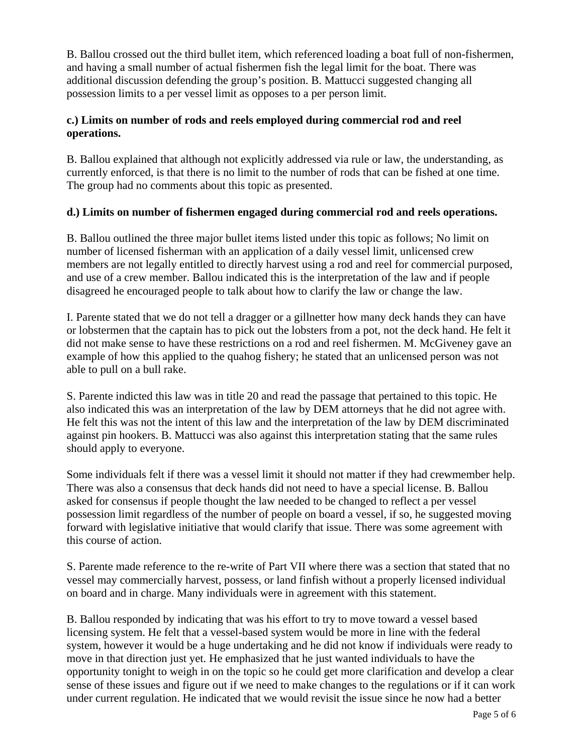B. Ballou crossed out the third bullet item, which referenced loading a boat full of non-fishermen, and having a small number of actual fishermen fish the legal limit for the boat. There was additional discussion defending the group's position. B. Mattucci suggested changing all possession limits to a per vessel limit as opposes to a per person limit.

**c.) Limits on number of rods and reels employed during commercial rod and reel operations.**

B. Ballou explained that although not explicitly addressed via rule or law, the understanding, as currently enforced, is that there is no limit to the number of rods that can be fished at one time. The group had no comments about this topic as presented.

**d.) Limits on number of fishermen engaged during commercial rod and reels operations.**

B. Ballou outlined the three major bullet items listed under this topic as follows; No limit on number of licensed fisherman with an application of a daily vessel limit, unlicensed crew members are not legally entitled to directly harvest using a rod and reel for commercial purposed, and use of a crew member. Ballou indicated this is the interpretation of the law and if people disagreed he encouraged people to talk about how to clarify the law or change the law.

I. Parente stated that we do not tell a dragger or a gillnetter how many deck hands they can have or lobstermen that the captain has to pick out the lobsters from a pot, not the deck hand. He felt it did not make sense to have these restrictions on a rod and reel fishermen. M. McGiveney gave an example of how this applied to the quahog fishery; he stated that an unlicensed person was not able to pull on a bull rake.

S. Parente indicted this law was in title 20 and read the passage that pertained to this topic. He also indicated this was an interpretation of the law by DEM attorneys that he did not agree with. He felt this was not the intent of this law and the interpretation of the law by DEM discriminated against pin hookers. B. Mattucci was also against this interpretation stating that the same rules should apply to everyone.

Some individuals felt if there was a vessel limit it should not matter if they had crewmember help. There was also a consensus that deck hands did not need to have a special license. B. Ballou asked for consensus if people thought the law needed to be changed to reflect a per vessel possession limit regardless of the number of people on board a vessel, if so, he suggested moving forward with legislative initiative that would clarify that issue. There was some agreement with this course of action.

S. Parente made reference to the re-write of Part VII where there was a section that stated that no vessel may commercially harvest, possess, or land finfish without a properly licensed individual on board and in charge. Many individuals were in agreement with this statement.

B. Ballou responded by indicating that was his effort to try to move toward a vessel based licensing system. He felt that a vessel-based system would be more in line with the federal system, however it would be a huge undertaking and he did not know if individuals were ready to move in that direction just yet. He emphasized that he just wanted individuals to have the opportunity tonight to weigh in on the topic so he could get more clarification and develop a clear sense of these issues and figure out if we need to make changes to the regulations or if it can work under current regulation. He indicated that we would revisit the issue since he now had a better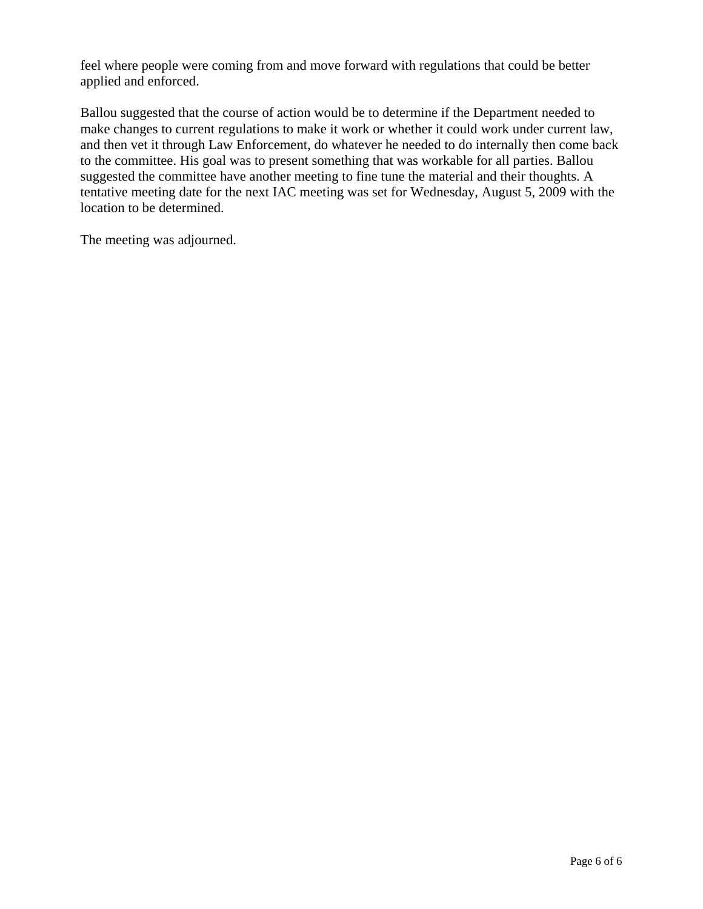feel where people were coming from and move forward with regulations that could be better applied and enforced.

Ballou suggested that the course of action would be to determine if the Department needed to make changes to current regulations to make it work or whether it could work under current law, and then vet it through Law Enforcement, do whatever he needed to do internally then come back to the committee. His goal was to present something that was workable for all parties. Ballou suggested the committee have another meeting to fine tune the material and their thoughts. A tentative meeting date for the next IAC meeting was set for Wednesday, August 5, 2009 with the location to be determined.

The meeting was adjourned.